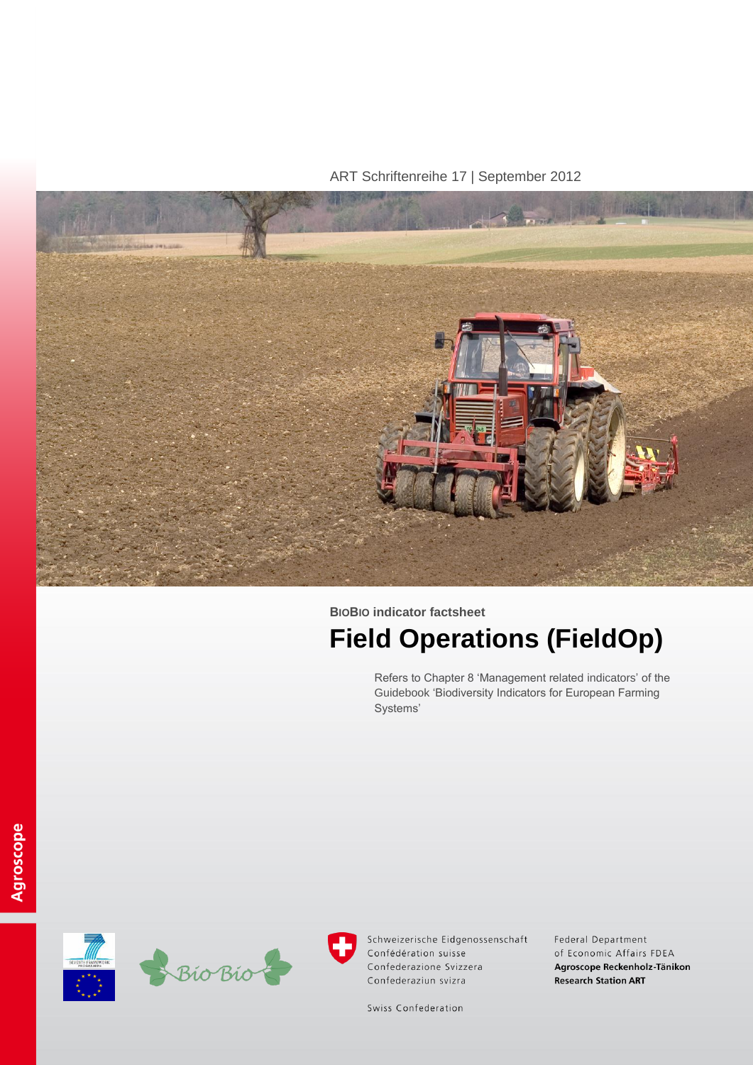ART Schriftenreihe 17 | September 2012

**BioBio indicator factsheet**

# Field Operations (FieldOp)

Refers to Chapter 8 'Management related indicators' of the Guidebook 'Biodiversity Indicators for European Farming Systems'

Agroscope

Schweizerische Eidgenossenschaft
Confédération suisse
Confederazione Svizzera
Confederaziun svizra

Swiss Confederation

Federal Department
of Economic Affairs FDEA
**Agroscope Reckenholz-Tänikon**
**Research Station ART**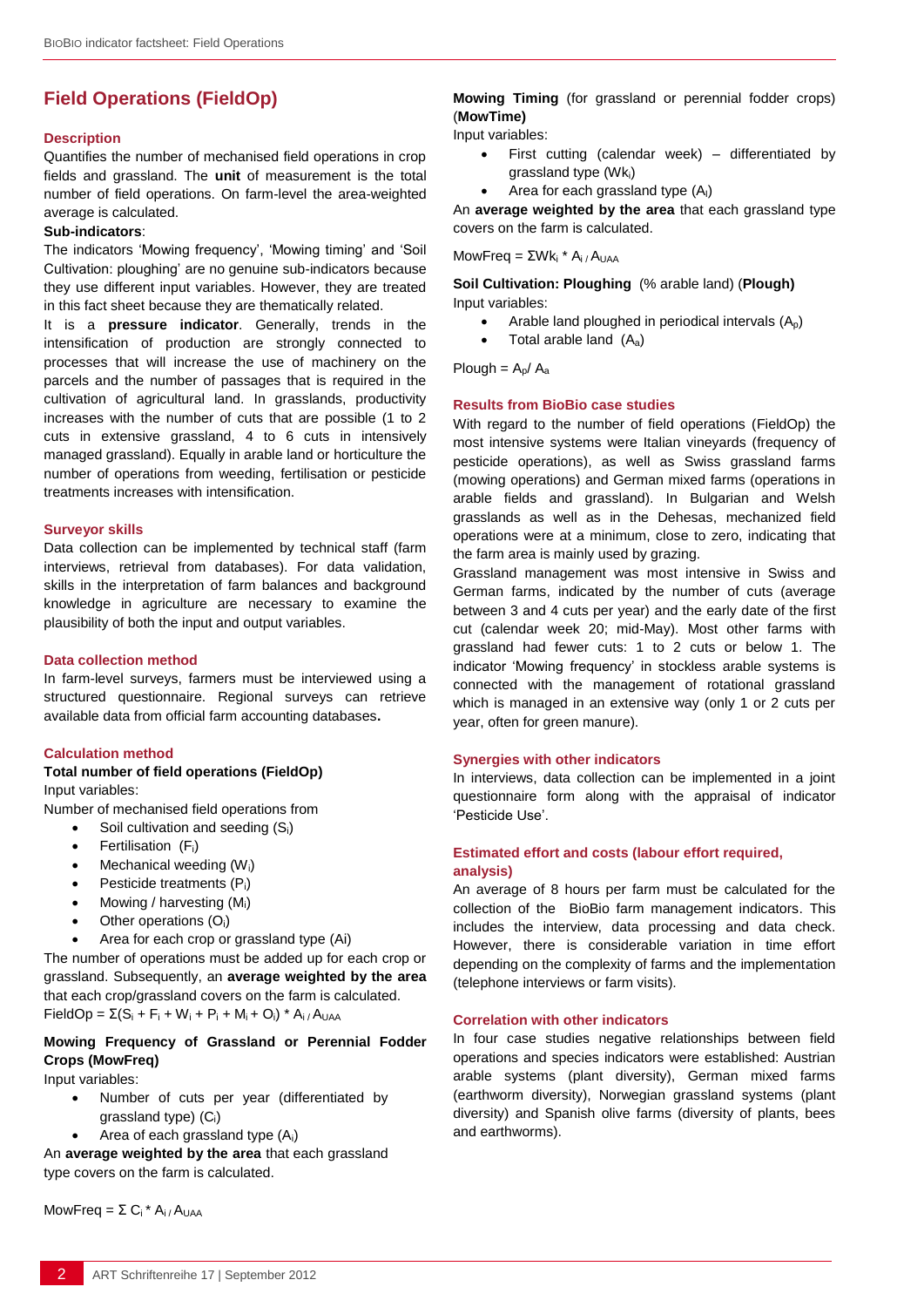## Field Operations (FieldOp)

### Description

Quantifies the number of mechanised field operations in crop fields and grassland. The **unit** of measurement is the total number of field operations. On farm-level the area-weighted average is calculated.

**Sub-indicators**:

The indicators 'Mowing frequency', 'Mowing timing' and 'Soil Cultivation: ploughing' are no genuine sub-indicators because they use different input variables. However, they are treated in this fact sheet because they are thematically related.

It is a **pressure indicator**. Generally, trends in the intensification of production are strongly connected to processes that will increase the use of machinery on the parcels and the number of passages that is required in the cultivation of agricultural land. In grasslands, productivity increases with the number of cuts that are possible (1 to 2 cuts in extensive grassland, 4 to 6 cuts in intensively managed grassland). Equally in arable land or horticulture the number of operations from weeding, fertilisation or pesticide treatments increases with intensification.

### Surveyor skills

Data collection can be implemented by technical staff (farm interviews, retrieval from databases). For data validation, skills in the interpretation of farm balances and background knowledge in agriculture are necessary to examine the plausibility of both the input and output variables.

### Data collection method

In farm-level surveys, farmers must be interviewed using a structured questionnaire. Regional surveys can retrieve available data from official farm accounting databases**.**

### Calculation method

**Total number of field operations (FieldOp)**

Input variables:

Number of mechanised field operations from

- Soil cultivation and seeding ($S_i$)
- Fertilisation ($F_i$)
- Mechanical weeding ($W_i$)
- Pesticide treatments ($P_i$)
- Mowing / harvesting ($M_i$)
- Other operations ($O_i$)
- Area for each crop or grassland type (Ai)

The number of operations must be added up for each crop or grassland. Subsequently, an **average weighted by the area** that each crop/grassland covers on the farm is calculated.

$FieldOp = \Sigma(S_i + F_i + W_i + P_i + M_i + O_i) * A_i / A_{UAA}$

**Mowing Frequency of Grassland or Perennial Fodder Crops (MowFreq)**

Input variables:

- Number of cuts per year (differentiated by grassland type) ($C_i$)
- Area of each grassland type ($A_i$)

An **average weighted by the area** that each grassland type covers on the farm is calculated.

$MowFreq = \Sigma\, C_i * A_i / A_{UAA}$

**Mowing Timing** (for grassland or perennial fodder crops) (**MowTime)**

Input variables:

- First cutting (calendar week) – differentiated by grassland type ($Wk_i$)
- Area for each grassland type ($A_i$)

An **average weighted by the area** that each grassland type covers on the farm is calculated.

$MowFreq = \Sigma Wk_i * A_i / A_{UAA}$

**Soil Cultivation: Ploughing** (% arable land) (**Plough)**

Input variables:

- Arable land ploughed in periodical intervals ($A_p$)
- Total arable land ($A_a$)

$Plough = A_p / A_a$

### Results from BioBio case studies

With regard to the number of field operations (FieldOp) the most intensive systems were Italian vineyards (frequency of pesticide operations), as well as Swiss grassland farms (mowing operations) and German mixed farms (operations in arable fields and grassland). In Bulgarian and Welsh grasslands as well as in the Dehesas, mechanized field operations were at a minimum, close to zero, indicating that the farm area is mainly used by grazing.

Grassland management was most intensive in Swiss and German farms, indicated by the number of cuts (average between 3 and 4 cuts per year) and the early date of the first cut (calendar week 20; mid-May). Most other farms with grassland had fewer cuts: 1 to 2 cuts or below 1. The indicator 'Mowing frequency' in stockless arable systems is connected with the management of rotational grassland which is managed in an extensive way (only 1 or 2 cuts per year, often for green manure).

### Synergies with other indicators

In interviews, data collection can be implemented in a joint questionnaire form along with the appraisal of indicator 'Pesticide Use'.

### Estimated effort and costs (labour effort required, analysis)

An average of 8 hours per farm must be calculated for the collection of the BioBio farm management indicators. This includes the interview, data processing and data check. However, there is considerable variation in time effort depending on the complexity of farms and the implementation (telephone interviews or farm visits).

### Correlation with other indicators

In four case studies negative relationships between field operations and species indicators were established: Austrian arable systems (plant diversity), German mixed farms (earthworm diversity), Norwegian grassland systems (plant diversity) and Spanish olive farms (diversity of plants, bees and earthworms).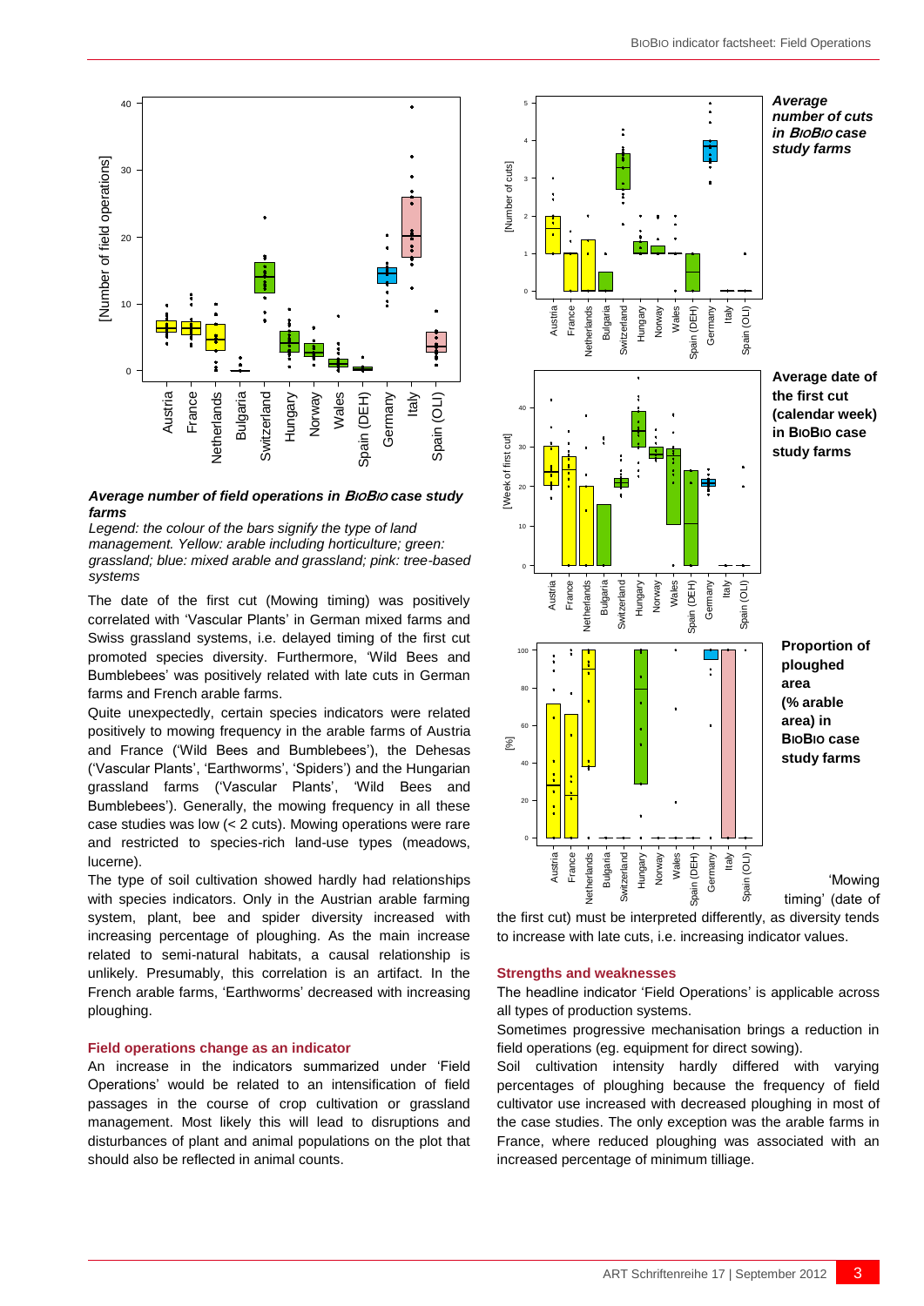40

30

20

10

0

[Number of field operations]

Austria
France
Netherlands
Bulgaria
Switzerland
Hungary
Norway
Wales
Spain (DEH)
Germany
Italy
Spain (OLI)

***Average number of field operations in BioBio case study farms***

*Legend: the colour of the bars signify the type of land management. Yellow: arable including horticulture; green: grassland; blue: mixed arable and grassland; pink: tree-based systems*

The date of the first cut (Mowing timing) was positively correlated with 'Vascular Plants' in German mixed farms and Swiss grassland systems, i.e. delayed timing of the first cut promoted species diversity. Furthermore, 'Wild Bees and Bumblebees' was positively related with late cuts in German farms and French arable farms.

Quite unexpectedly, certain species indicators were related positively to mowing frequency in the arable farms of Austria and France ('Wild Bees and Bumblebees'), the Dehesas ('Vascular Plants', 'Earthworms', 'Spiders') and the Hungarian grassland farms ('Vascular Plants', 'Wild Bees and Bumblebees'). Generally, the mowing frequency in all these case studies was low (< 2 cuts). Mowing operations were rare and restricted to species-rich land-use types (meadows, lucerne).

The type of soil cultivation showed hardly had relationships with species indicators. Only in the Austrian arable farming system, plant, bee and spider diversity increased with increasing percentage of ploughing. As the main increase related to semi-natural habitats, a causal relationship is unlikely. Presumably, this correlation is an artifact. In the French arable farms, 'Earthworms' decreased with increasing ploughing.

### Field operations change as an indicator

An increase in the indicators summarized under 'Field Operations' would be related to an intensification of field passages in the course of crop cultivation or grassland management. Most likely this will lead to disruptions and disturbances of plant and animal populations on the plot that should also be reflected in animal counts.

5
4
3
2
1
0

[Number of cuts]

Austria
France
Netherlands
Bulgaria
Switzerland
Hungary
Norway
Wales
Spain (DEH)
Germany
Italy
Spain (OLI)

***Average number of cuts in BioBio case study farms***

40
30
20
10
0

[Week of first cut]

Austria
France
Netherlands
Bulgaria
Switzerland
Hungary
Norway
Wales
Spain (DEH)
Germany
Italy
Spain (OLI)

**Average date of the first cut (calendar week) in BioBio case study farms**

100
80
60
40
20
0

[%]

Austria
France
Netherlands
Bulgaria
Switzerland
Hungary
Norway
Wales
Spain (DEH)
Germany
Italy
Spain (OLI)

**Proportion of ploughed area (% arable area) in BioBio case study farms**

'Mowing timing' (date of the first cut) must be interpreted differently, as diversity tends to increase with late cuts, i.e. increasing indicator values.

### Strengths and weaknesses

The headline indicator 'Field Operations' is applicable across all types of production systems.

Sometimes progressive mechanisation brings a reduction in field operations (eg. equipment for direct sowing).

Soil cultivation intensity hardly differed with varying percentages of ploughing because the frequency of field cultivator use increased with decreased ploughing in most of the case studies. The only exception was the arable farms in France, where reduced ploughing was associated with an increased percentage of minimum tilliage.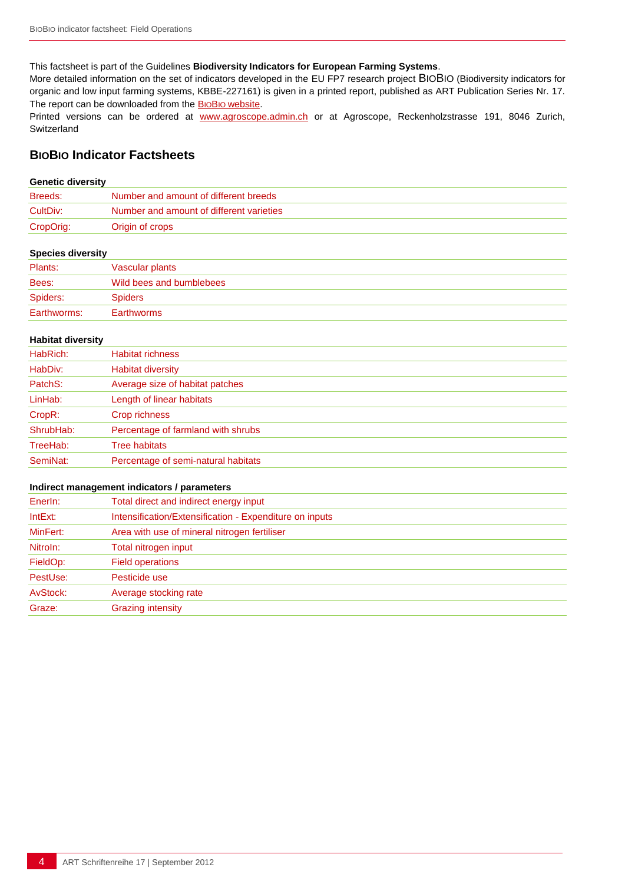This factsheet is part of the Guidelines **Biodiversity Indicators for European Farming Systems**.
More detailed information on the set of indicators developed in the EU FP7 research project BIOBIO (Biodiversity indicators for organic and low input farming systems, KBBE-227161) is given in a printed report, published as ART Publication Series Nr. 17. The report can be downloaded from the BIOBIO website.
Printed versions can be ordered at www.agroscope.admin.ch or at Agroscope, Reckenholzstrasse 191, 8046 Zurich, Switzerland

## BIOBIO Indicator Factsheets

**Genetic diversity**

| | |
|---|---|
| Breeds: | Number and amount of different breeds |
| CultDiv: | Number and amount of different varieties |
| CropOrig: | Origin of crops |

**Species diversity**

| | |
|---|---|
| Plants: | Vascular plants |
| Bees: | Wild bees and bumblebees |
| Spiders: | Spiders |
| Earthworms: | Earthworms |

**Habitat diversity**

| | |
|---|---|
| HabRich: | Habitat richness |
| HabDiv: | Habitat diversity |
| PatchS: | Average size of habitat patches |
| LinHab: | Length of linear habitats |
| CropR: | Crop richness |
| ShrubHab: | Percentage of farmland with shrubs |
| TreeHab: | Tree habitats |
| SemiNat: | Percentage of semi-natural habitats |

**Indirect management indicators / parameters**

| | |
|---|---|
| EnerIn: | Total direct and indirect energy input |
| IntExt: | Intensification/Extensification - Expenditure on inputs |
| MinFert: | Area with use of mineral nitrogen fertiliser |
| NitroIn: | Total nitrogen input |
| FieldOp: | Field operations |
| PestUse: | Pesticide use |
| AvStock: | Average stocking rate |
| Graze: | Grazing intensity |